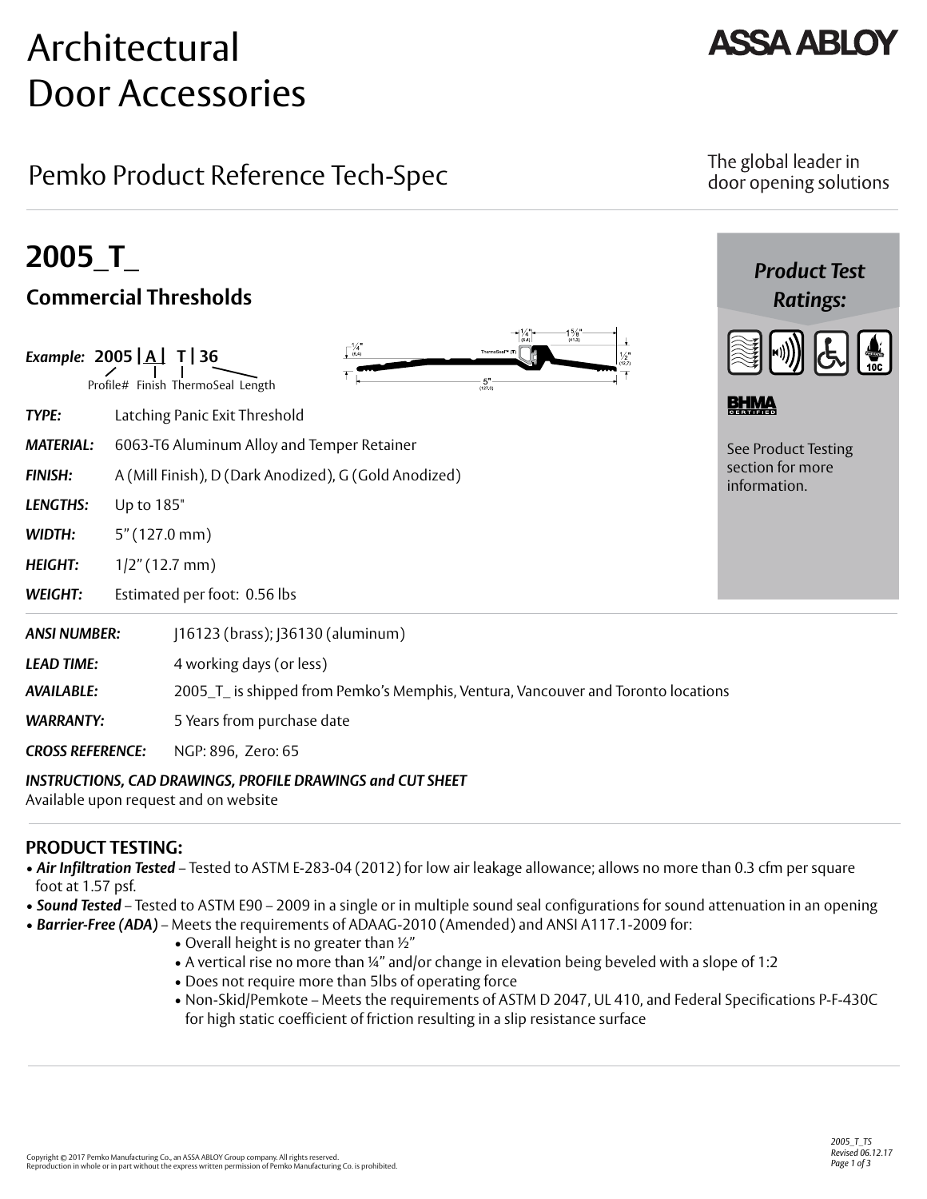# Architectural Door Accessories

**ASSA ABLOY**

## Pemko Product Reference Tech-Spec

The global leader in door opening solutions

# 2005_T_

## Commercial Thresholds

***Example:*** **2005 | A | T | 36**

Profile# Finish ThermoSeal Length

***TYPE:*** Latching Panic Exit Threshold

***MATERIAL:*** 6063-T6 Aluminum Alloy and Temper Retainer

***FINISH:*** A (Mill Finish), D (Dark Anodized), G (Gold Anodized)

***LENGTHS:*** Up to 185"

***WIDTH:*** 5" (127.0 mm)

***HEIGHT:*** 1/2" (12.7 mm)

***WEIGHT:*** Estimated per foot: 0.56 lbs

***Product Test Ratings:***

BHMA CERTIFIED

See Product Testing section for more information.

***ANSI NUMBER:*** J16123 (brass); J36130 (aluminum)

***LEAD TIME:*** 4 working days (or less)

***AVAILABLE:*** 2005_T_ is shipped from Pemko's Memphis, Ventura, Vancouver and Toronto locations

***WARRANTY:*** 5 Years from purchase date

***CROSS REFERENCE:*** NGP: 896, Zero: 65

***INSTRUCTIONS, CAD DRAWINGS, PROFILE DRAWINGS and CUT SHEET***

Available upon request and on website

## PRODUCT TESTING:

- ***Air Infiltration Tested*** – Tested to ASTM E-283-04 (2012) for low air leakage allowance; allows no more than 0.3 cfm per square foot at 1.57 psf.
- ***Sound Tested*** – Tested to ASTM E90 – 2009 in a single or in multiple sound seal configurations for sound attenuation in an opening
- ***Barrier-Free (ADA)*** – Meets the requirements of ADAAG-2010 (Amended) and ANSI A117.1-2009 for:
  - Overall height is no greater than ½"
  - A vertical rise no more than ¼" and/or change in elevation being beveled with a slope of 1:2
  - Does not require more than 5lbs of operating force
  - Non-Skid/Pemkote – Meets the requirements of ASTM D 2047, UL 410, and Federal Specifications P-F-430C for high static coefficient of friction resulting in a slip resistance surface

Copyright © 2017 Pemko Manufacturing Co., an ASSA ABLOY Group company. All rights reserved.
Reproduction in whole or in part without the express written permission of Pemko Manufacturing Co. is prohibited.

2005_T_TS
Revised 06.12.17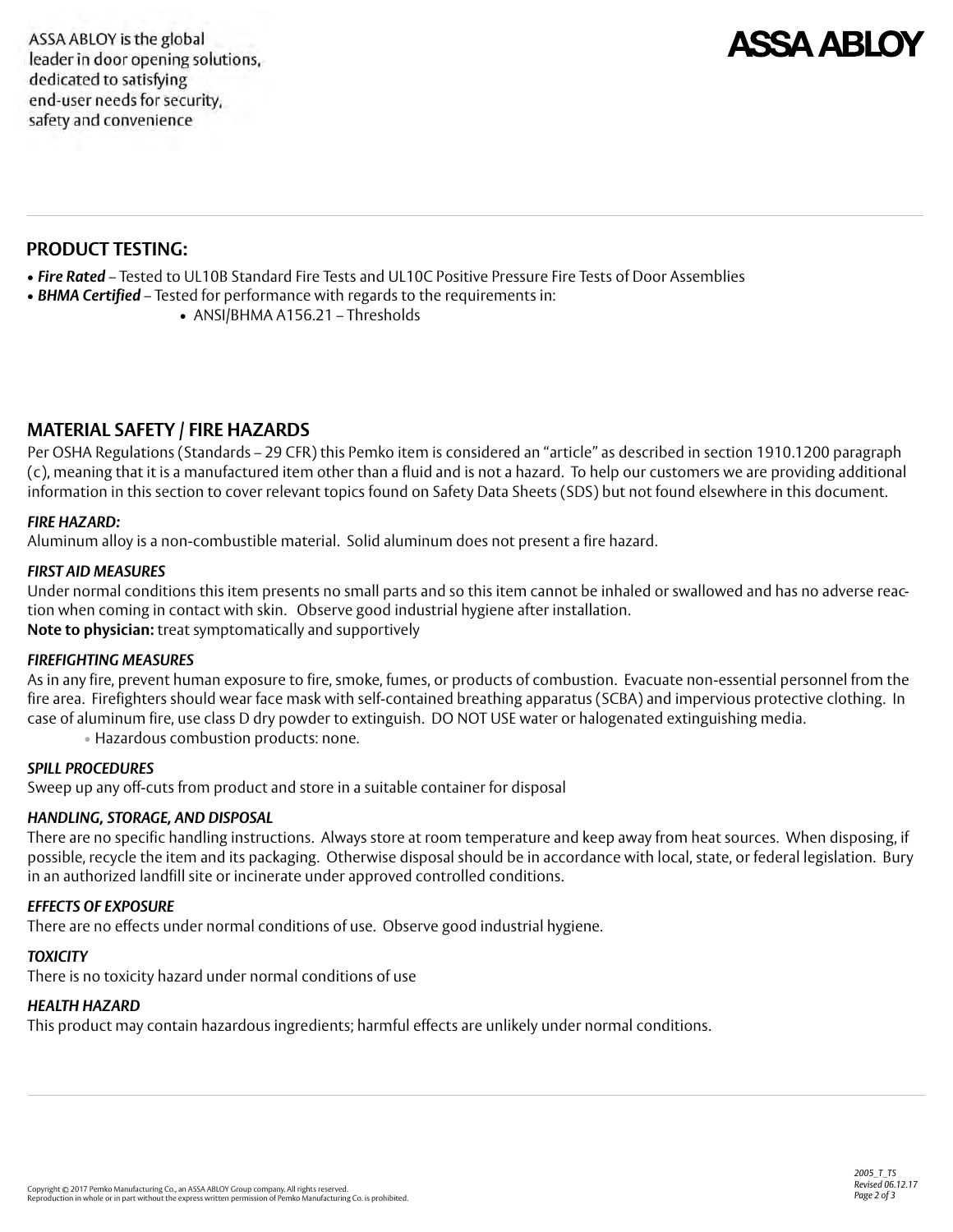ASSA ABLOY is the global leader in door opening solutions, dedicated to satisfying end-user needs for security, safety and convenience

**ASSA ABLOY**

## PRODUCT TESTING:

- ***Fire Rated*** – Tested to UL10B Standard Fire Tests and UL10C Positive Pressure Fire Tests of Door Assemblies
- ***BHMA Certified*** – Tested for performance with regards to the requirements in:
  - ANSI/BHMA A156.21 – Thresholds

## MATERIAL SAFETY / FIRE HAZARDS

Per OSHA Regulations (Standards – 29 CFR) this Pemko item is considered an "article" as described in section 1910.1200 paragraph (c), meaning that it is a manufactured item other than a fluid and is not a hazard. To help our customers we are providing additional information in this section to cover relevant topics found on Safety Data Sheets (SDS) but not found elsewhere in this document.

### *FIRE HAZARD:*

Aluminum alloy is a non-combustible material. Solid aluminum does not present a fire hazard.

### *FIRST AID MEASURES*

Under normal conditions this item presents no small parts and so this item cannot be inhaled or swallowed and has no adverse reaction when coming in contact with skin. Observe good industrial hygiene after installation.
**Note to physician:** treat symptomatically and supportively

### *FIREFIGHTING MEASURES*

As in any fire, prevent human exposure to fire, smoke, fumes, or products of combustion. Evacuate non-essential personnel from the fire area. Firefighters should wear face mask with self-contained breathing apparatus (SCBA) and impervious protective clothing. In case of aluminum fire, use class D dry powder to extinguish. DO NOT USE water or halogenated extinguishing media.

- Hazardous combustion products: none.

### *SPILL PROCEDURES*

Sweep up any off-cuts from product and store in a suitable container for disposal

### *HANDLING, STORAGE, AND DISPOSAL*

There are no specific handling instructions. Always store at room temperature and keep away from heat sources. When disposing, if possible, recycle the item and its packaging. Otherwise disposal should be in accordance with local, state, or federal legislation. Bury in an authorized landfill site or incinerate under approved controlled conditions.

### *EFFECTS OF EXPOSURE*

There are no effects under normal conditions of use. Observe good industrial hygiene.

### *TOXICITY*

There is no toxicity hazard under normal conditions of use

### *HEALTH HAZARD*

This product may contain hazardous ingredients; harmful effects are unlikely under normal conditions.

Copyright © 2017 Pemko Manufacturing Co., an ASSA ABLOY Group company. All rights reserved.
Reproduction in whole or in part without the express written permission of Pemko Manufacturing Co. is prohibited.

*2005_T_TS*
*Revised 06.12.17*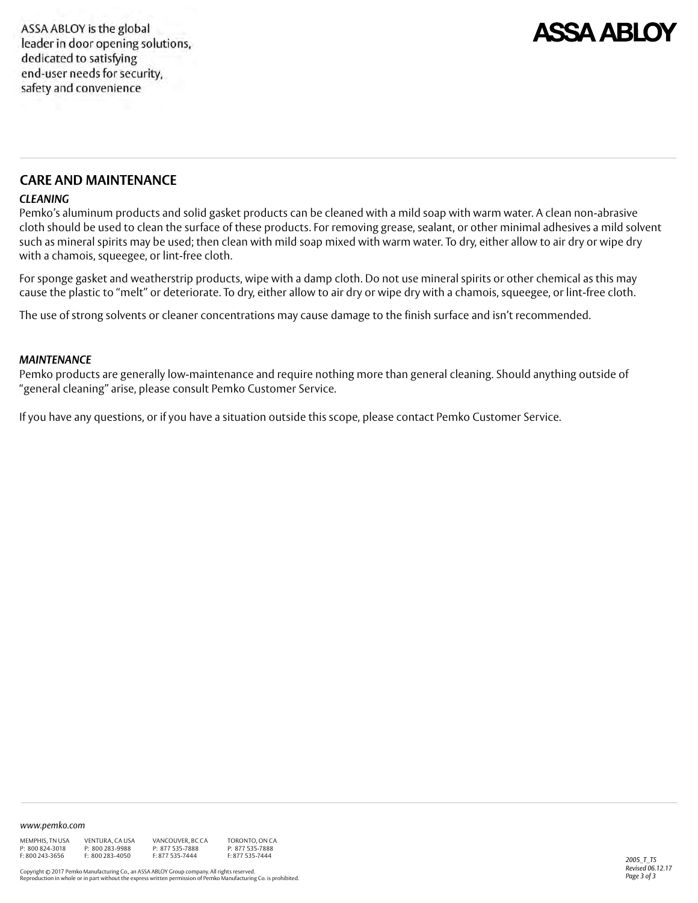ASSA ABLOY is the global leader in door opening solutions, dedicated to satisfying end-user needs for security, safety and convenience

ASSA ABLOY

## CARE AND MAINTENANCE

### *CLEANING*

Pemko's aluminum products and solid gasket products can be cleaned with a mild soap with warm water. A clean non-abrasive cloth should be used to clean the surface of these products. For removing grease, sealant, or other minimal adhesives a mild solvent such as mineral spirits may be used; then clean with mild soap mixed with warm water. To dry, either allow to air dry or wipe dry with a chamois, squeegee, or lint-free cloth.

For sponge gasket and weatherstrip products, wipe with a damp cloth. Do not use mineral spirits or other chemical as this may cause the plastic to "melt" or deteriorate. To dry, either allow to air dry or wipe dry with a chamois, squeegee, or lint-free cloth.

The use of strong solvents or cleaner concentrations may cause damage to the finish surface and isn't recommended.

### *MAINTENANCE*

Pemko products are generally low-maintenance and require nothing more than general cleaning. Should anything outside of "general cleaning" arise, please consult Pemko Customer Service.

If you have any questions, or if you have a situation outside this scope, please contact Pemko Customer Service.

*www.pemko.com*

| | | | |
|---|---|---|---|
| MEMPHIS, TN USA | VENTURA, CA USA | VANCOUVER, BC CA | TORONTO, ON CA |
| P: 800 824-3018 | P: 800 283-9988 | P: 877 535-7888 | P: 877 535-7888 |
| F: 800 243-3656 | F: 800 283-4050 | F: 877 535-7444 | F: 877 535-7444 |

Copyright © 2017 Pemko Manufacturing Co., an ASSA ABLOY Group company. All rights reserved.
Reproduction in whole or in part without the express written permission of Pemko Manufacturing Co. is prohibited.

*2005_T_TS*
*Revised 06.12.17*